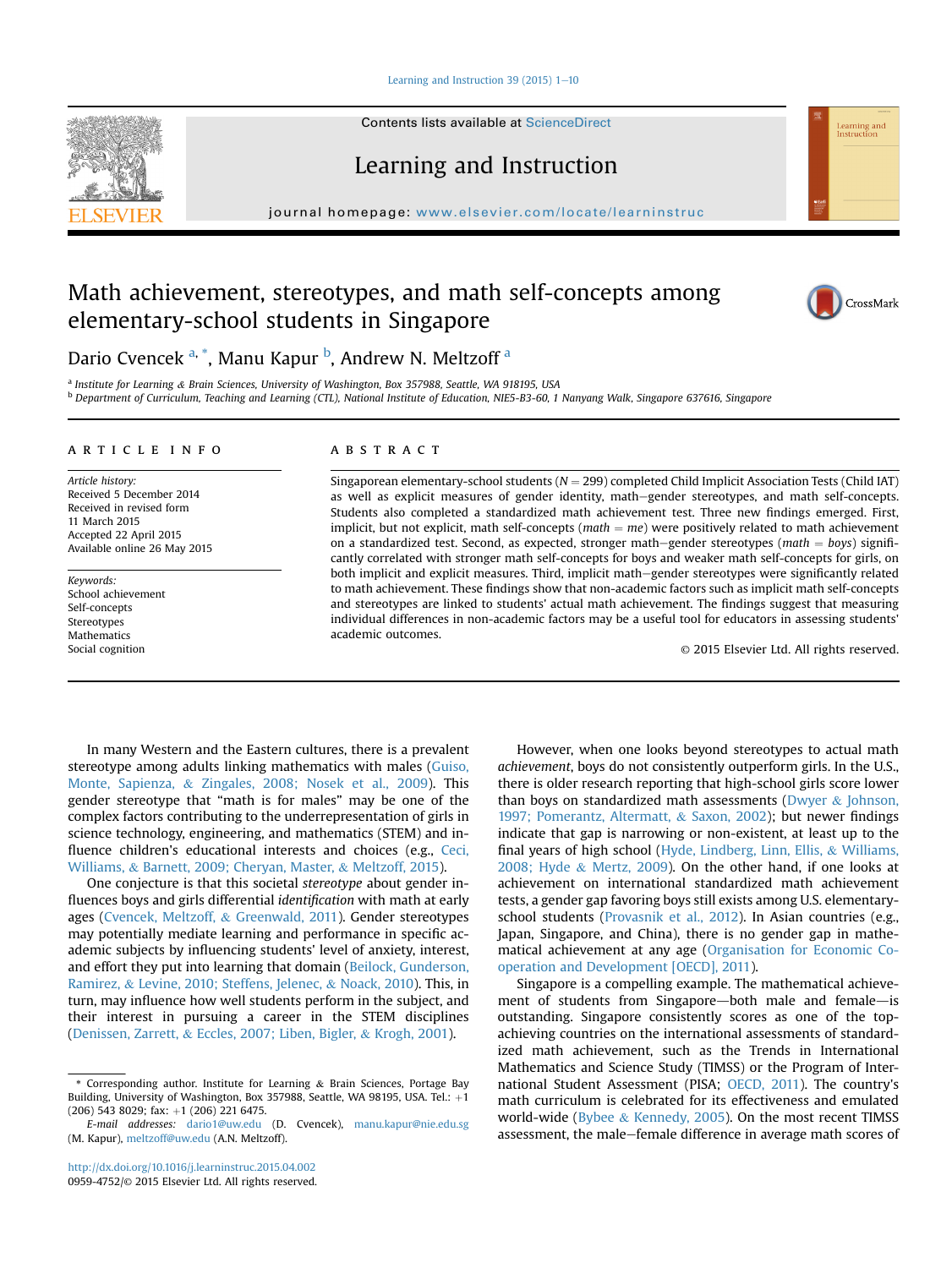Contents lists available at ScienceDirect

Learning and Instruction

journal homepage: www.elsevier.com/locate/learninstruc

# Math achievement, stereotypes, and math self-concepts among elementary-school students in Singapore

Dario Cvencek [a, *], Manu Kapur [b], Andrew N. Meltzoff [a]

[a] Institute for Learning & Brain Sciences, University of Washington, Box 357988, Seattle, WA 918195, USA

[b] Department of Curriculum, Teaching and Learning (CTL), National Institute of Education, NIE5-B3-60, 1 Nanyang Walk, Singapore 637616, Singapore

## ARTICLE INFO

*Article history:*
Received 5 December 2014
Received in revised form
11 March 2015
Accepted 22 April 2015
Available online 26 May 2015

*Keywords:*
School achievement
Self-concepts
Stereotypes
Mathematics
Social cognition

## ABSTRACT

Singaporean elementary-school students ($N = 299$) completed Child Implicit Association Tests (Child IAT) as well as explicit measures of gender identity, math–gender stereotypes, and math self-concepts. Students also completed a standardized math achievement test. Three new findings emerged. First, implicit, but not explicit, math self-concepts (*math* = *me*) were positively related to math achievement on a standardized test. Second, as expected, stronger math–gender stereotypes (*math* = *boys*) significantly correlated with stronger math self-concepts for boys and weaker math self-concepts for girls, on both implicit and explicit measures. Third, implicit math–gender stereotypes were significantly related to math achievement. These findings show that non-academic factors such as implicit math self-concepts and stereotypes are linked to students' actual math achievement. The findings suggest that measuring individual differences in non-academic factors may be a useful tool for educators in assessing students' academic outcomes.

© 2015 Elsevier Ltd. All rights reserved.

In many Western and the Eastern cultures, there is a prevalent stereotype among adults linking mathematics with males (Guiso, Monte, Sapienza, & Zingales, 2008; Nosek et al., 2009). This gender stereotype that "math is for males" may be one of the complex factors contributing to the underrepresentation of girls in science technology, engineering, and mathematics (STEM) and influence children's educational interests and choices (e.g., Ceci, Williams, & Barnett, 2009; Cheryan, Master, & Meltzoff, 2015).

One conjecture is that this societal *stereotype* about gender influences boys and girls differential *identification* with math at early ages (Cvencek, Meltzoff, & Greenwald, 2011). Gender stereotypes may potentially mediate learning and performance in specific academic subjects by influencing students' level of anxiety, interest, and effort they put into learning that domain (Beilock, Gunderson, Ramirez, & Levine, 2010; Steffens, Jelenec, & Noack, 2010). This, in turn, may influence how well students perform in the subject, and their interest in pursuing a career in the STEM disciplines (Denissen, Zarrett, & Eccles, 2007; Liben, Bigler, & Krogh, 2001).

However, when one looks beyond stereotypes to actual math *achievement*, boys do not consistently outperform girls. In the U.S., there is older research reporting that high-school girls score lower than boys on standardized math assessments (Dwyer & Johnson, 1997; Pomerantz, Altermatt, & Saxon, 2002); but newer findings indicate that gap is narrowing or non-existent, at least up to the final years of high school (Hyde, Lindberg, Linn, Ellis, & Williams, 2008; Hyde & Mertz, 2009). On the other hand, if one looks at achievement on international standardized math achievement tests, a gender gap favoring boys still exists among U.S. elementary-school students (Provasnik et al., 2012). In Asian countries (e.g., Japan, Singapore, and China), there is no gender gap in mathematical achievement at any age (Organisation for Economic Co-operation and Development [OECD], 2011).

Singapore is a compelling example. The mathematical achievement of students from Singapore—both male and female—is outstanding. Singapore consistently scores as one of the top-achieving countries on the international assessments of standardized math achievement, such as the Trends in International Mathematics and Science Study (TIMSS) or the Program of International Student Assessment (PISA; OECD, 2011). The country's math curriculum is celebrated for its effectiveness and emulated world-wide (Bybee & Kennedy, 2005). On the most recent TIMSS assessment, the male–female difference in average math scores of

\* Corresponding author. Institute for Learning & Brain Sciences, Portage Bay Building, University of Washington, Box 357988, Seattle, WA 98195, USA. Tel.: +1 (206) 543 8029; fax: +1 (206) 221 6475.

*E-mail addresses:* dario1@uw.edu (D. Cvencek), manu.kapur@nie.edu.sg (M. Kapur), meltzoff@uw.edu (A.N. Meltzoff).

http://dx.doi.org/10.1016/j.learninstruc.2015.04.002
0959-4752/© 2015 Elsevier Ltd. All rights reserved.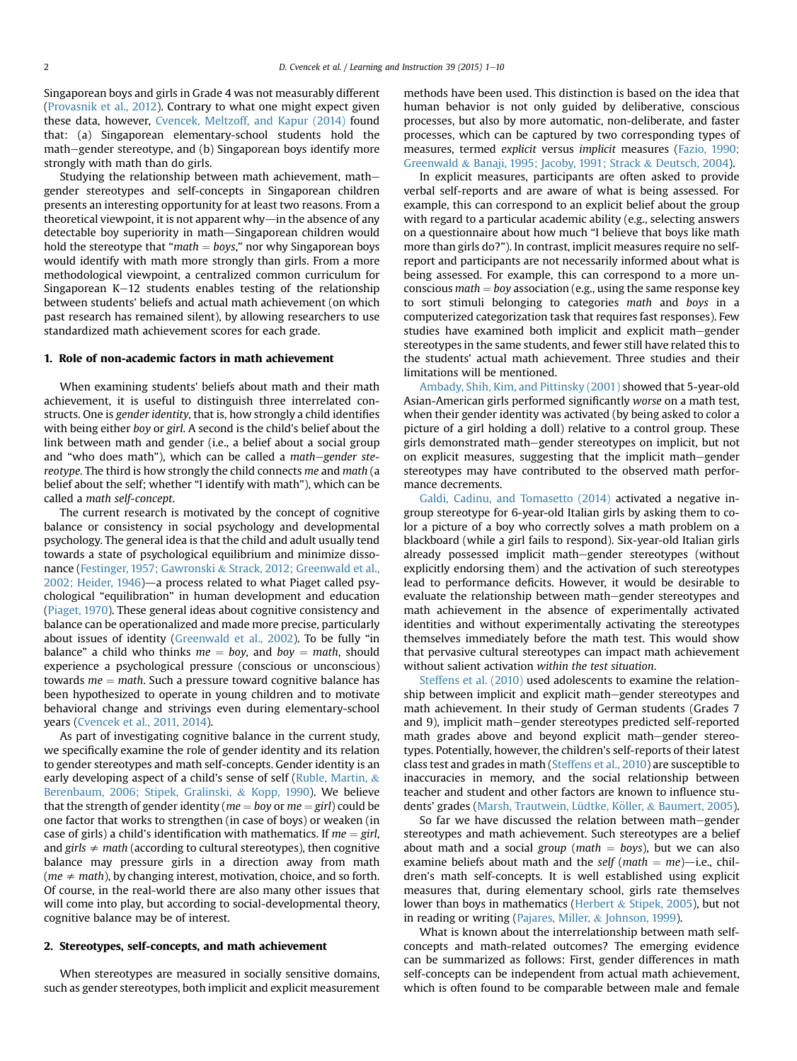Singaporean boys and girls in Grade 4 was not measurably different (Provasnik et al., 2012). Contrary to what one might expect given these data, however, Cvencek, Meltzoff, and Kapur (2014) found that: (a) Singaporean elementary-school students hold the math–gender stereotype, and (b) Singaporean boys identify more strongly with math than do girls.

Studying the relationship between math achievement, math–gender stereotypes and self-concepts in Singaporean children presents an interesting opportunity for at least two reasons. From a theoretical viewpoint, it is not apparent why—in the absence of any detectable boy superiority in math—Singaporean children would hold the stereotype that "*math* = *boys*," nor why Singaporean boys would identify with math more strongly than girls. From a more methodological viewpoint, a centralized common curriculum for Singaporean K–12 students enables testing of the relationship between students' beliefs and actual math achievement (on which past research has remained silent), by allowing researchers to use standardized math achievement scores for each grade.

## 1. Role of non-academic factors in math achievement

When examining students' beliefs about math and their math achievement, it is useful to distinguish three interrelated constructs. One is *gender identity*, that is, how strongly a child identifies with being either *boy* or *girl*. A second is the child's belief about the link between math and gender (i.e., a belief about a social group and "who does math"), which can be called a *math–gender stereotype*. The third is how strongly the child connects *me* and *math* (a belief about the self; whether "I identify with math"), which can be called a *math self-concept*.

The current research is motivated by the concept of cognitive balance or consistency in social psychology and developmental psychology. The general idea is that the child and adult usually tend towards a state of psychological equilibrium and minimize dissonance (Festinger, 1957; Gawronski & Strack, 2012; Greenwald et al., 2002; Heider, 1946)—a process related to what Piaget called psychological "equilibration" in human development and education (Piaget, 1970). These general ideas about cognitive consistency and balance can be operationalized and made more precise, particularly about issues of identity (Greenwald et al., 2002). To be fully "in balance" a child who thinks *me* = *boy*, and *boy* = *math*, should experience a psychological pressure (conscious or unconscious) towards *me* = *math*. Such a pressure toward cognitive balance has been hypothesized to operate in young children and to motivate behavioral change and strivings even during elementary-school years (Cvencek et al., 2011, 2014).

As part of investigating cognitive balance in the current study, we specifically examine the role of gender identity and its relation to gender stereotypes and math self-concepts. Gender identity is an early developing aspect of a child's sense of self (Ruble, Martin, & Berenbaum, 2006; Stipek, Gralinski, & Kopp, 1990). We believe that the strength of gender identity (*me* = *boy* or *me* = *girl*) could be one factor that works to strengthen (in case of boys) or weaken (in case of girls) a child's identification with mathematics. If *me* = *girl*, and *girls* ≠ *math* (according to cultural stereotypes), then cognitive balance may pressure girls in a direction away from math (*me* ≠ *math*), by changing interest, motivation, choices, and so forth. Of course, in the real-world there are also many other issues that will come into play, but according to social-developmental theory, cognitive balance may be of interest.

## 2. Stereotypes, self-concepts, and math achievement

When stereotypes are measured in socially sensitive domains, such as gender stereotypes, both implicit and explicit measurement methods have been used. This distinction is based on the idea that human behavior is not only guided by deliberative, conscious processes, but also by more automatic, non-deliberate, and faster processes, which can be captured by two corresponding types of measures, termed *explicit* versus *implicit* measures (Fazio, 1990; Greenwald & Banaji, 1995; Jacoby, 1991; Strack & Deutsch, 2004).

In explicit measures, participants are often asked to provide verbal self-reports and are aware of what is being assessed. For example, this can correspond to an explicit belief about the group with regard to a particular academic ability (e.g., selecting answers on a questionnaire about how much "I believe that boys like math more than girls do?"). In contrast, implicit measures require no self-report and participants are not necessarily informed about what is being assessed. For example, this can correspond to a more unconscious *math* = *boy* association (e.g., using the same response key to sort stimuli belonging to categories *math* and *boys* in a computerized categorization task that requires fast responses). Few studies have examined both implicit and explicit math–gender stereotypes in the same students, and fewer still have related this to the students' actual math achievement. Three studies and their limitations will be mentioned.

Ambady, Shih, Kim, and Pittinsky (2001) showed that 5-year-old Asian-American girls performed significantly *worse* on a math test, when their gender identity was activated (by being asked to color a picture of a girl holding a doll) relative to a control group. These girls demonstrated math–gender stereotypes on implicit, but not on explicit measures, suggesting that the implicit math–gender stereotypes may have contributed to the observed math performance decrements.

Galdi, Cadinu, and Tomasetto (2014) activated a negative ingroup stereotype for 6-year-old Italian girls by asking them to color a picture of a boy who correctly solves a math problem on a blackboard (while a girl fails to respond). Six-year-old Italian girls already possessed implicit math–gender stereotypes (without explicitly endorsing them) and the activation of such stereotypes lead to performance deficits. However, it would be desirable to evaluate the relationship between math–gender stereotypes and math achievement in the absence of experimentally activated identities and without experimentally activating the stereotypes themselves immediately before the math test. This would show that pervasive cultural stereotypes can impact math achievement without salient activation *within the test situation*.

Steffens et al. (2010) used adolescents to examine the relationship between implicit and explicit math–gender stereotypes and math achievement. In their study of German students (Grades 7 and 9), implicit math–gender stereotypes predicted self-reported math grades above and beyond explicit math–gender stereotypes. Potentially, however, the children's self-reports of their latest class test and grades in math (Steffens et al., 2010) are susceptible to inaccuracies in memory, and the social relationship between teacher and student and other factors are known to influence students' grades (Marsh, Trautwein, Lüdtke, Köller, & Baumert, 2005).

So far we have discussed the relation between math–gender stereotypes and math achievement. Such stereotypes are a belief about math and a social *group* (*math* = *boys*), but we can also examine beliefs about math and the *self* (*math* = *me*)—i.e., children's math self-concepts. It is well established using explicit measures that, during elementary school, girls rate themselves lower than boys in mathematics (Herbert & Stipek, 2005), but not in reading or writing (Pajares, Miller, & Johnson, 1999).

What is known about the interrelationship between math self-concepts and math-related outcomes? The emerging evidence can be summarized as follows: First, gender differences in math self-concepts can be independent from actual math achievement, which is often found to be comparable between male and female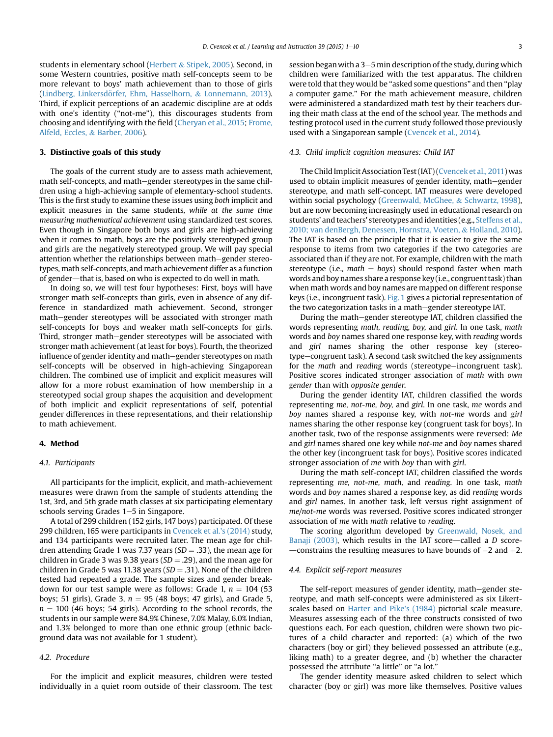students in elementary school (Herbert & Stipek, 2005). Second, in some Western countries, positive math self-concepts seem to be more relevant to boys' math achievement than to those of girls (Lindberg, Linkersdörfer, Ehm, Hasselhorn, & Lonnemann, 2013). Third, if explicit perceptions of an academic discipline are at odds with one's identity ("not-me"), this discourages students from choosing and identifying with the field (Cheryan et al., 2015; Frome, Alfeld, Eccles, & Barber, 2006).

## 3. Distinctive goals of this study

The goals of the current study are to assess math achievement, math self-concepts, and math–gender stereotypes in the same children using a high-achieving sample of elementary-school students. This is the first study to examine these issues using *both* implicit and explicit measures in the same students, *while at the same time measuring mathematical achievement* using standardized test scores. Even though in Singapore both boys and girls are high-achieving when it comes to math, boys are the positively stereotyped group and girls are the negatively stereotyped group. We will pay special attention whether the relationships between math–gender stereotypes, math self-concepts, and math achievement differ as a function of gender—that is, based on who is expected to do well in math.

In doing so, we will test four hypotheses: First, boys will have stronger math self-concepts than girls, even in absence of any difference in standardized math achievement. Second, stronger math–gender stereotypes will be associated with stronger math self-concepts for boys and weaker math self-concepts for girls. Third, stronger math–gender stereotypes will be associated with stronger math achievement (at least for boys). Fourth, the theorized influence of gender identity and math–gender stereotypes on math self-concepts will be observed in high-achieving Singaporean children. The combined use of implicit and explicit measures will allow for a more robust examination of how membership in a stereotyped social group shapes the acquisition and development of both implicit and explicit representations of self, potential gender differences in these representations, and their relationship to math achievement.

## 4. Method

### 4.1. Participants

All participants for the implicit, explicit, and math-achievement measures were drawn from the sample of students attending the 1st, 3rd, and 5th grade math classes at six participating elementary schools serving Grades 1–5 in Singapore.

A total of 299 children (152 girls, 147 boys) participated. Of these 299 children, 165 were participants in Cvencek et al.'s (2014) study, and 134 participants were recruited later. The mean age for children attending Grade 1 was 7.37 years ($SD = .33$), the mean age for children in Grade 3 was 9.38 years ($SD = .29$), and the mean age for children in Grade 5 was 11.38 years ($SD = .31$). None of the children tested had repeated a grade. The sample sizes and gender breakdown for our test sample were as follows: Grade 1, $n = 104$ (53 boys; 51 girls), Grade 3, $n = 95$ (48 boys; 47 girls), and Grade 5, $n = 100$ (46 boys; 54 girls). According to the school records, the students in our sample were 84.9% Chinese, 7.0% Malay, 6.0% Indian, and 1.3% belonged to more than one ethnic group (ethnic background data was not available for 1 student).

### 4.2. Procedure

For the implicit and explicit measures, children were tested individually in a quiet room outside of their classroom. The test session began with a 3–5 min description of the study, during which children were familiarized with the test apparatus. The children were told that they would be "asked some questions" and then "play a computer game." For the math achievement measure, children were administered a standardized math test by their teachers during their math class at the end of the school year. The methods and testing protocol used in the current study followed those previously used with a Singaporean sample (Cvencek et al., 2014).

### 4.3. Child implicit cognition measures: Child IAT

The Child Implicit Association Test (IAT) (Cvencek et al., 2011) was used to obtain implicit measures of gender identity, math–gender stereotype, and math self-concept. IAT measures were developed within social psychology (Greenwald, McGhee, & Schwartz, 1998), but are now becoming increasingly used in educational research on students' and teachers' stereotypes and identities (e.g., Steffens et al., 2010; van denBergh, Denessen, Hornstra, Voeten, & Holland, 2010). The IAT is based on the principle that it is easier to give the same response to items from two categories if the two categories are associated than if they are not. For example, children with the math stereotype (i.e., *math* = *boys*) should respond faster when math words and boy names share a response key (i.e., congruent task) than when math words and boy names are mapped on different response keys (i.e., incongruent task). Fig. 1 gives a pictorial representation of the two categorization tasks in a math–gender stereotype IAT.

During the math–gender stereotype IAT, children classified the words representing *math, reading, boy,* and *girl*. In one task, *math* words and *boy* names shared one response key, with *reading* words and *girl* names sharing the other response key (stereotype–congruent task). A second task switched the key assignments for the *math* and *reading* words (stereotype–incongruent task). Positive scores indicated stronger association of *math* with *own gender* than with *opposite gender*.

During the gender identity IAT, children classified the words representing *me, not-me, boy,* and *girl*. In one task, *me* words and *boy* names shared a response key, with *not-me* words and *girl* names sharing the other response key (congruent task for boys). In another task, two of the response assignments were reversed: *Me* and *girl* names shared one key while *not-me* and *boy* names shared the other key (incongruent task for boys). Positive scores indicated stronger association of *me* with *boy* than with *girl*.

During the math self-concept IAT, children classified the words representing *me, not-me, math,* and *reading*. In one task, *math* words and *boy* names shared a response key, as did *reading* words and *girl* names. In another task, left versus right assignment of *me/not-me* words was reversed. Positive scores indicated stronger association of *me* with *math* relative to *reading*.

The scoring algorithm developed by Greenwald, Nosek, and Banaji (2003), which results in the IAT score—called a *D* score—constrains the resulting measures to have bounds of $-2$ and $+2$.

### 4.4. Explicit self-report measures

The self-report measures of gender identity, math–gender stereotype, and math self-concepts were administered as six Likert-scales based on Harter and Pike's (1984) pictorial scale measure. Measures assessing each of the three constructs consisted of two questions each. For each question, children were shown two pictures of a child character and reported: (a) which of the two characters (boy or girl) they believed possessed an attribute (e.g., liking math) to a greater degree, and (b) whether the character possessed the attribute "a little" or "a lot."

The gender identity measure asked children to select which character (boy or girl) was more like themselves. Positive values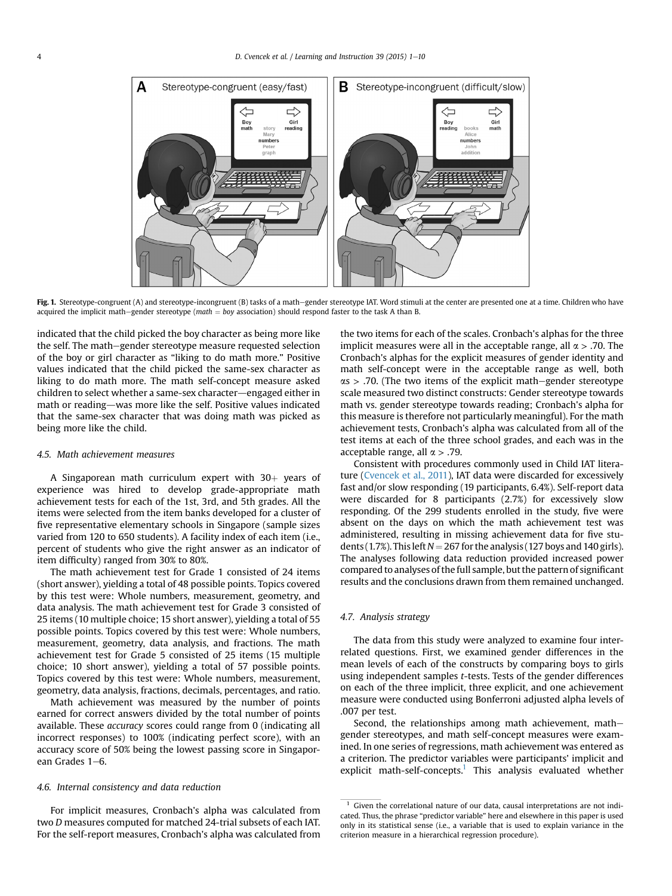Fig. 1. Stereotype-congruent (A) and stereotype-incongruent (B) tasks of a math–gender stereotype IAT. Word stimuli at the center are presented one at a time. Children who have acquired the implicit math–gender stereotype (*math* = *boy* association) should respond faster to the task A than B.

indicated that the child picked the boy character as being more like the self. The math–gender stereotype measure requested selection of the boy or girl character as "liking to do math more." Positive values indicated that the child picked the same-sex character as liking to do math more. The math self-concept measure asked children to select whether a same-sex character—engaged either in math or reading—was more like the self. Positive values indicated that the same-sex character that was doing math was picked as being more like the child.

### 4.5. Math achievement measures

A Singaporean math curriculum expert with 30+ years of experience was hired to develop grade-appropriate math achievement tests for each of the 1st, 3rd, and 5th grades. All the items were selected from the item banks developed for a cluster of five representative elementary schools in Singapore (sample sizes varied from 120 to 650 students). A facility index of each item (i.e., percent of students who give the right answer as an indicator of item difficulty) ranged from 30% to 80%.

The math achievement test for Grade 1 consisted of 24 items (short answer), yielding a total of 48 possible points. Topics covered by this test were: Whole numbers, measurement, geometry, and data analysis. The math achievement test for Grade 3 consisted of 25 items (10 multiple choice; 15 short answer), yielding a total of 55 possible points. Topics covered by this test were: Whole numbers, measurement, geometry, data analysis, and fractions. The math achievement test for Grade 5 consisted of 25 items (15 multiple choice; 10 short answer), yielding a total of 57 possible points. Topics covered by this test were: Whole numbers, measurement, geometry, data analysis, fractions, decimals, percentages, and ratio.

Math achievement was measured by the number of points earned for correct answers divided by the total number of points available. These *accuracy* scores could range from 0 (indicating all incorrect responses) to 100% (indicating perfect score), with an accuracy score of 50% being the lowest passing score in Singaporean Grades 1–6.

### 4.6. Internal consistency and data reduction

For implicit measures, Cronbach's alpha was calculated from two *D* measures computed for matched 24-trial subsets of each IAT. For the self-report measures, Cronbach's alpha was calculated from the two items for each of the scales. Cronbach's alphas for the three implicit measures were all in the acceptable range, all $\alpha > .70$. The Cronbach's alphas for the explicit measures of gender identity and math self-concept were in the acceptable range as well, both $\alpha s > .70$. (The two items of the explicit math–gender stereotype scale measured two distinct constructs: Gender stereotype towards math vs. gender stereotype towards reading; Cronbach's alpha for this measure is therefore not particularly meaningful). For the math achievement tests, Cronbach's alpha was calculated from all of the test items at each of the three school grades, and each was in the acceptable range, all $\alpha > .79$.

Consistent with procedures commonly used in Child IAT literature (Cvencek et al., 2011), IAT data were discarded for excessively fast and/or slow responding (19 participants, 6.4%). Self-report data were discarded for 8 participants (2.7%) for excessively slow responding. Of the 299 students enrolled in the study, five were absent on the days on which the math achievement test was administered, resulting in missing achievement data for five students (1.7%). This left $N = 267$ for the analysis (127 boys and 140 girls). The analyses following data reduction provided increased power compared to analyses of the full sample, but the pattern of significant results and the conclusions drawn from them remained unchanged.

### 4.7. Analysis strategy

The data from this study were analyzed to examine four interrelated questions. First, we examined gender differences in the mean levels of each of the constructs by comparing boys to girls using independent samples *t*-tests. Tests of the gender differences on each of the three implicit, three explicit, and one achievement measure were conducted using Bonferroni adjusted alpha levels of .007 per test.

Second, the relationships among math achievement, math–gender stereotypes, and math self-concept measures were examined. In one series of regressions, math achievement was entered as a criterion. The predictor variables were participants' implicit and explicit math-self-concepts.[1] This analysis evaluated whether

[1] Given the correlational nature of our data, causal interpretations are not indicated. Thus, the phrase "predictor variable" here and elsewhere in this paper is used only in its statistical sense (i.e., a variable that is used to explain variance in the criterion measure in a hierarchical regression procedure).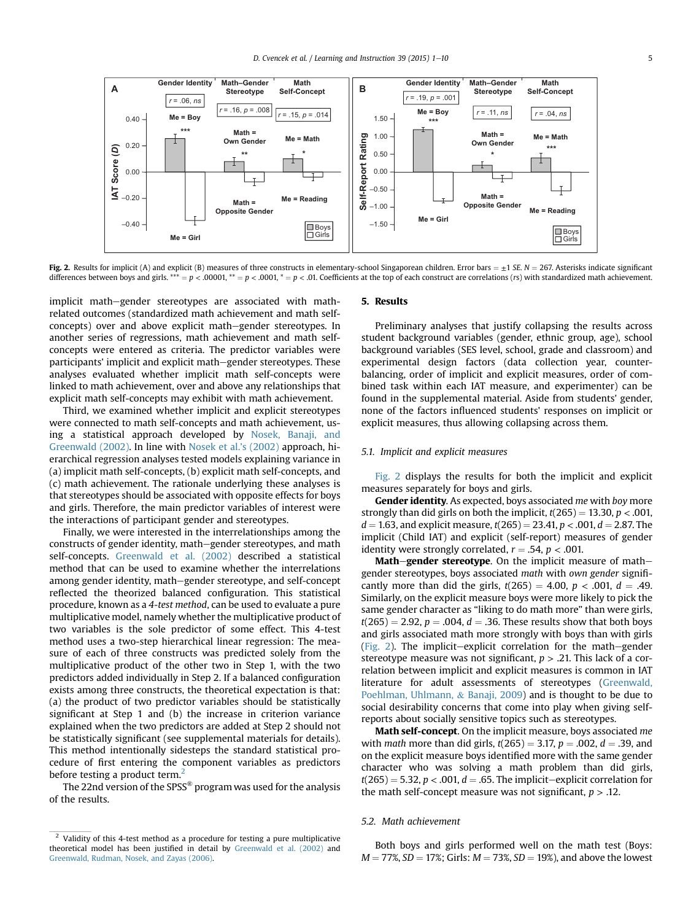Fig. 2. Results for implicit (A) and explicit (B) measures of three constructs in elementary-school Singaporean children. Error bars = ±1 *SE*. *N* = 267. Asterisks indicate significant differences between boys and girls. *** = $p < .00001$, ** = $p < .0001$, * = $p < .01$. Coefficients at the top of each construct are correlations (*r*s) with standardized math achievement.

implicit math–gender stereotypes are associated with math-related outcomes (standardized math achievement and math self-concepts) over and above explicit math–gender stereotypes. In another series of regressions, math achievement and math self-concepts were entered as criteria. The predictor variables were participants' implicit and explicit math–gender stereotypes. These analyses evaluated whether implicit math self-concepts were linked to math achievement, over and above any relationships that explicit math self-concepts may exhibit with math achievement.

Third, we examined whether implicit and explicit stereotypes were connected to math self-concepts and math achievement, using a statistical approach developed by Nosek, Banaji, and Greenwald (2002). In line with Nosek et al.'s (2002) approach, hierarchical regression analyses tested models explaining variance in (a) implicit math self-concepts, (b) explicit math self-concepts, and (c) math achievement. The rationale underlying these analyses is that stereotypes should be associated with opposite effects for boys and girls. Therefore, the main predictor variables of interest were the interactions of participant gender and stereotypes.

Finally, we were interested in the interrelationships among the constructs of gender identity, math–gender stereotypes, and math self-concepts. Greenwald et al. (2002) described a statistical method that can be used to examine whether the interrelations among gender identity, math–gender stereotype, and self-concept reflected the theorized balanced configuration. This statistical procedure, known as a *4-test method*, can be used to evaluate a pure multiplicative model, namely whether the multiplicative product of two variables is the sole predictor of some effect. This 4-test method uses a two-step hierarchical linear regression: The measure of each of three constructs was predicted solely from the multiplicative product of the other two in Step 1, with the two predictors added individually in Step 2. If a balanced configuration exists among three constructs, the theoretical expectation is that: (a) the product of two predictor variables should be statistically significant at Step 1 and (b) the increase in criterion variance explained when the two predictors are added at Step 2 should not be statistically significant (see supplemental materials for details). This method intentionally sidesteps the standard statistical procedure of first entering the component variables as predictors before testing a product term.[2]

The 22nd version of the SPSS® program was used for the analysis of the results.

## 5. Results

Preliminary analyses that justify collapsing the results across student background variables (gender, ethnic group, age), school background variables (SES level, school, grade and classroom) and experimental design factors (data collection year, counterbalancing, order of implicit and explicit measures, order of combined task within each IAT measure, and experimenter) can be found in the supplemental material. Aside from students' gender, none of the factors influenced students' responses on implicit or explicit measures, thus allowing collapsing across them.

### 5.1. Implicit and explicit measures

Fig. 2 displays the results for both the implicit and explicit measures separately for boys and girls.

**Gender identity**. As expected, boys associated *me* with *boy* more strongly than did girls on both the implicit, $t(265) = 13.30$, $p < .001$, $d = 1.63$, and explicit measure, $t(265) = 23.41$, $p < .001$, $d = 2.87$. The implicit (Child IAT) and explicit (self-report) measures of gender identity were strongly correlated, $r = .54$, $p < .001$.

**Math–gender stereotype**. On the implicit measure of math–gender stereotypes, boys associated *math* with *own gender* significantly more than did the girls, $t(265) = 4.00$, $p < .001$, $d = .49$. Similarly, on the explicit measure boys were more likely to pick the same gender character as "liking to do math more" than were girls, $t(265) = 2.92$, $p = .004$, $d = .36$. These results show that both boys and girls associated math more strongly with boys than with girls (Fig. 2). The implicit–explicit correlation for the math–gender stereotype measure was not significant, $p > .21$. This lack of a correlation between implicit and explicit measures is common in IAT literature for adult assessments of stereotypes (Greenwald, Poehlman, Uhlmann, & Banaji, 2009) and is thought to be due to social desirability concerns that come into play when giving self-reports about socially sensitive topics such as stereotypes.

**Math self-concept**. On the implicit measure, boys associated *me* with *math* more than did girls, $t(265) = 3.17$, $p = .002$, $d = .39$, and on the explicit measure boys identified more with the same gender character who was solving a math problem than did girls, $t(265) = 5.32$, $p < .001$, $d = .65$. The implicit–explicit correlation for the math self-concept measure was not significant, $p > .12$.

### 5.2. Math achievement

Both boys and girls performed well on the math test (Boys: $M = 77\%$, $SD = 17\%$; Girls: $M = 73\%$, $SD = 19\%$), and above the lowest

[2] Validity of this 4-test method as a procedure for testing a pure multiplicative theoretical model has been justified in detail by Greenwald et al. (2002) and Greenwald, Rudman, Nosek, and Zayas (2006).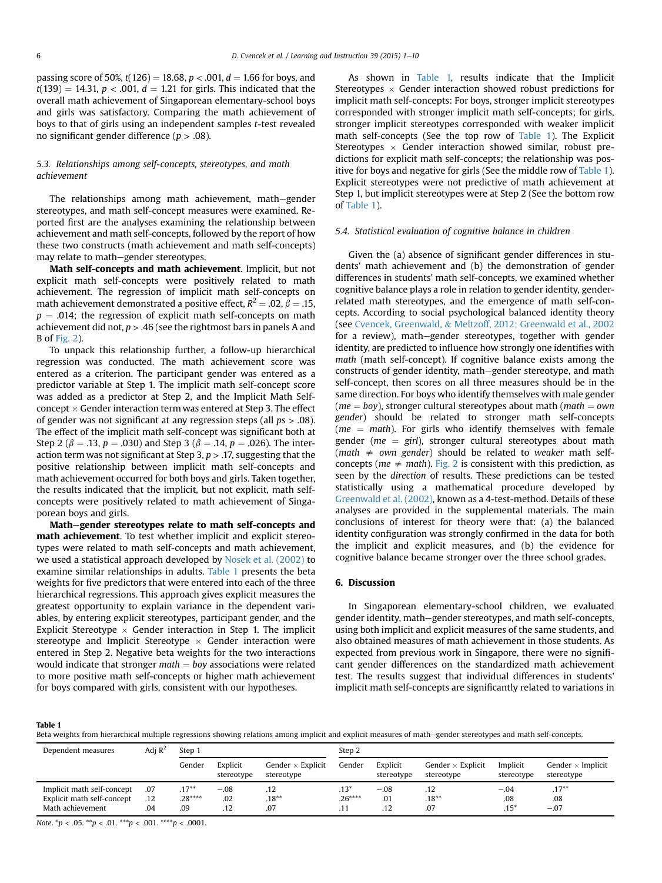passing score of 50%, $t(126) = 18.68$, $p < .001$, $d = 1.66$ for boys, and $t(139) = 14.31$, $p < .001$, $d = 1.21$ for girls. This indicated that the overall math achievement of Singaporean elementary-school boys and girls was satisfactory. Comparing the math achievement of boys to that of girls using an independent samples t-test revealed no significant gender difference ($p > .08$).

### 5.3. Relationships among self-concepts, stereotypes, and math achievement

The relationships among math achievement, math–gender stereotypes, and math self-concept measures were examined. Reported first are the analyses examining the relationship between achievement and math self-concepts, followed by the report of how these two constructs (math achievement and math self-concepts) may relate to math–gender stereotypes.

**Math self-concepts and math achievement**. Implicit, but not explicit math self-concepts were positively related to math achievement. The regression of implicit math self-concepts on math achievement demonstrated a positive effect, $R^2 = .02$, $\beta = .15$, $p = .014$; the regression of explicit math self-concepts on math achievement did not, $p > .46$ (see the rightmost bars in panels A and B of Fig. 2).

To unpack this relationship further, a follow-up hierarchical regression was conducted. The math achievement score was entered as a criterion. The participant gender was entered as a predictor variable at Step 1. The implicit math self-concept score was added as a predictor at Step 2, and the Implicit Math Self-concept × Gender interaction term was entered at Step 3. The effect of gender was not significant at any regression steps (all $ps > .08$). The effect of the implicit math self-concept was significant both at Step 2 ($\beta = .13$, $p = .030$) and Step 3 ($\beta = .14$, $p = .026$). The interaction term was not significant at Step 3, $p > .17$, suggesting that the positive relationship between implicit math self-concepts and math achievement occurred for both boys and girls. Taken together, the results indicated that the implicit, but not explicit, math self-concepts were positively related to math achievement of Singaporean boys and girls.

**Math–gender stereotypes relate to math self-concepts and math achievement**. To test whether implicit and explicit stereotypes were related to math self-concepts and math achievement, we used a statistical approach developed by Nosek et al. (2002) to examine similar relationships in adults. Table 1 presents the beta weights for five predictors that were entered into each of the three hierarchical regressions. This approach gives explicit measures the greatest opportunity to explain variance in the dependent variables, by entering explicit stereotypes, participant gender, and the Explicit Stereotype × Gender interaction in Step 1. The implicit stereotype and Implicit Stereotype × Gender interaction were entered in Step 2. Negative beta weights for the two interactions would indicate that stronger *math = boy* associations were related to more positive math self-concepts or higher math achievement for boys compared with girls, consistent with our hypotheses.

As shown in Table 1, results indicate that the Implicit Stereotypes × Gender interaction showed robust predictions for implicit math self-concepts: For boys, stronger implicit stereotypes corresponded with stronger implicit math self-concepts; for girls, stronger implicit stereotypes corresponded with weaker implicit math self-concepts (See the top row of Table 1). The Explicit Stereotypes × Gender interaction showed similar, robust predictions for explicit math self-concepts; the relationship was positive for boys and negative for girls (See the middle row of Table 1). Explicit stereotypes were not predictive of math achievement at Step 1, but implicit stereotypes were at Step 2 (See the bottom row of Table 1).

### 5.4. Statistical evaluation of cognitive balance in children

Given the (a) absence of significant gender differences in students' math achievement and (b) the demonstration of gender differences in students' math self-concepts, we examined whether cognitive balance plays a role in relation to gender identity, gender-related math stereotypes, and the emergence of math self-concepts. According to social psychological balanced identity theory (see Cvencek, Greenwald, & Meltzoff, 2012; Greenwald et al., 2002 for a review), math–gender stereotypes, together with gender identity, are predicted to influence how strongly one identifies with *math* (math self-concept). If cognitive balance exists among the constructs of gender identity, math–gender stereotype, and math self-concept, then scores on all three measures should be in the same direction. For boys who identify themselves with male gender (*me = boy*), stronger cultural stereotypes about math (*math = own gender*) should be related to stronger math self-concepts (*me = math*). For girls who identify themselves with female gender (*me = girl*), stronger cultural stereotypes about math (*math ≠ own gender*) should be related to *weaker* math self-concepts (*me ≠ math*). Fig. 2 is consistent with this prediction, as seen by the *direction* of results. These predictions can be tested statistically using a mathematical procedure developed by Greenwald et al. (2002), known as a 4-test-method. Details of these analyses are provided in the supplemental materials. The main conclusions of interest for theory were that: (a) the balanced identity configuration was strongly confirmed in the data for both the implicit and explicit measures, and (b) the evidence for cognitive balance became stronger over the three school grades.

## 6. Discussion

In Singaporean elementary-school children, we evaluated gender identity, math–gender stereotypes, and math self-concepts, using both implicit and explicit measures of the same students, and also obtained measures of math achievement in those students. As expected from previous work in Singapore, there were no significant gender differences on the standardized math achievement test. The results suggest that individual differences in students' implicit math self-concepts are significantly related to variations in

**Table 1**
Beta weights from hierarchical multiple regressions showing relations among implicit and explicit measures of math–gender stereotypes and math self-concepts.

| Dependent measures | Adj $R^2$ | Step 1 | | | Step 2 | | | | |
|---|---|---|---|---|---|---|---|---|---|
| | | Gender | Explicit stereotype | Gender × Explicit stereotype | Gender | Explicit stereotype | Gender × Explicit stereotype | Implicit stereotype | Gender × Implicit stereotype |
| Implicit math self-concept | .07 | .17** | −.08 | .12 | .13* | −.08 | .12 | −.04 | .17** |
| Explicit math self-concept | .12 | .28**** | .02 | .18** | .26**** | .01 | .18** | .08 | .08 |
| Math achievement | .04 | .09 | .12 | .07 | .11 | .12 | .07 | .15* | −.07 |

*Note*. *$p < .05$. **$p < .01$. ***$p < .001$. ****$p < .0001$.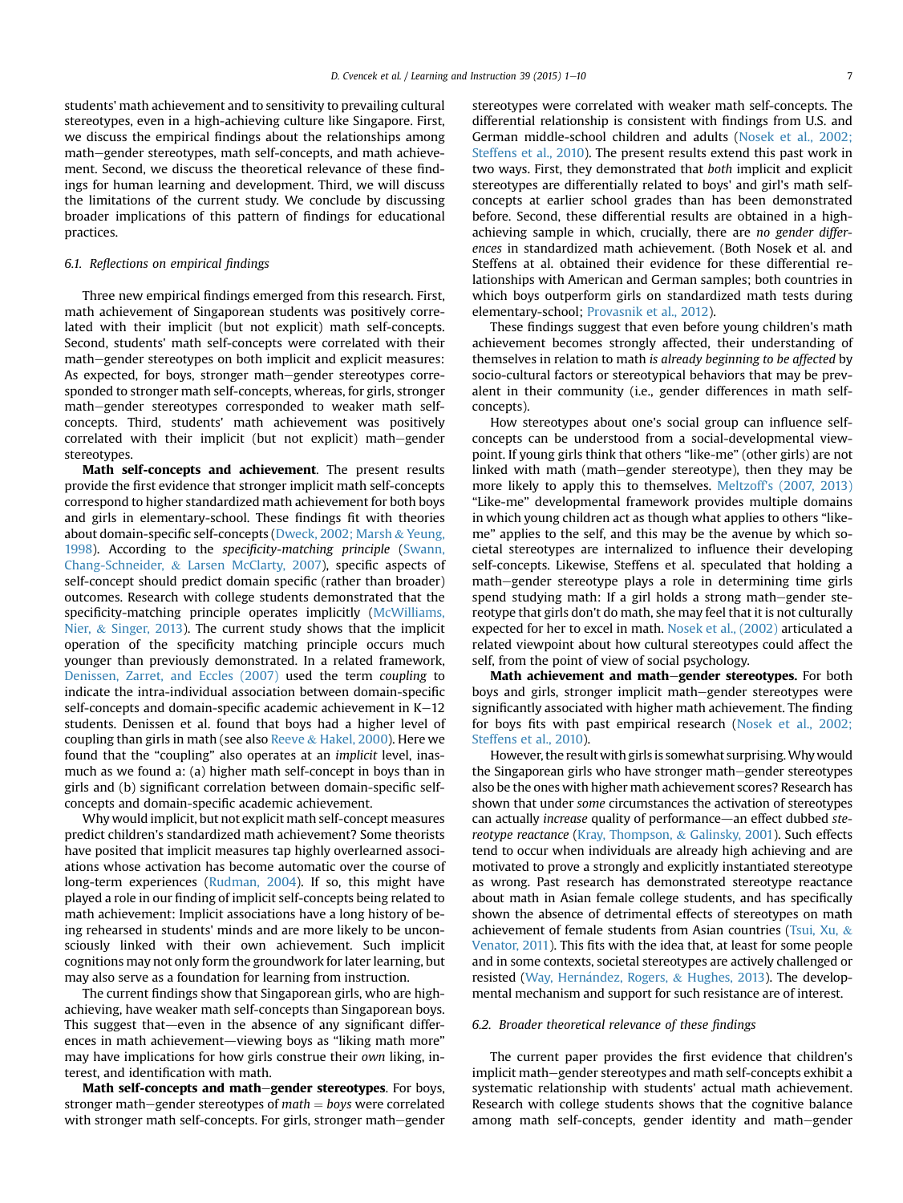students' math achievement and to sensitivity to prevailing cultural stereotypes, even in a high-achieving culture like Singapore. First, we discuss the empirical findings about the relationships among math–gender stereotypes, math self-concepts, and math achievement. Second, we discuss the theoretical relevance of these findings for human learning and development. Third, we will discuss the limitations of the current study. We conclude by discussing broader implications of this pattern of findings for educational practices.

### 6.1. Reflections on empirical findings

Three new empirical findings emerged from this research. First, math achievement of Singaporean students was positively correlated with their implicit (but not explicit) math self-concepts. Second, students' math self-concepts were correlated with their math–gender stereotypes on both implicit and explicit measures: As expected, for boys, stronger math–gender stereotypes corresponded to stronger math self-concepts, whereas, for girls, stronger math–gender stereotypes corresponded to weaker math self-concepts. Third, students' math achievement was positively correlated with their implicit (but not explicit) math–gender stereotypes.

**Math self-concepts and achievement**. The present results provide the first evidence that stronger implicit math self-concepts correspond to higher standardized math achievement for both boys and girls in elementary-school. These findings fit with theories about domain-specific self-concepts (Dweck, 2002; Marsh & Yeung, 1998). According to the *specificity-matching principle* (Swann, Chang-Schneider, & Larsen McClarty, 2007), specific aspects of self-concept should predict domain specific (rather than broader) outcomes. Research with college students demonstrated that the specificity-matching principle operates implicitly (McWilliams, Nier, & Singer, 2013). The current study shows that the implicit operation of the specificity matching principle occurs much younger than previously demonstrated. In a related framework, Denissen, Zarret, and Eccles (2007) used the term *coupling* to indicate the intra-individual association between domain-specific self-concepts and domain-specific academic achievement in K–12 students. Denissen et al. found that boys had a higher level of coupling than girls in math (see also Reeve & Hakel, 2000). Here we found that the "coupling" also operates at an *implicit* level, inasmuch as we found a: (a) higher math self-concept in boys than in girls and (b) significant correlation between domain-specific self-concepts and domain-specific academic achievement.

Why would implicit, but not explicit math self-concept measures predict children's standardized math achievement? Some theorists have posited that implicit measures tap highly overlearned associations whose activation has become automatic over the course of long-term experiences (Rudman, 2004). If so, this might have played a role in our finding of implicit self-concepts being related to math achievement: Implicit associations have a long history of being rehearsed in students' minds and are more likely to be unconsciously linked with their own achievement. Such implicit cognitions may not only form the groundwork for later learning, but may also serve as a foundation for learning from instruction.

The current findings show that Singaporean girls, who are high-achieving, have weaker math self-concepts than Singaporean boys. This suggest that—even in the absence of any significant differences in math achievement—viewing boys as "liking math more" may have implications for how girls construe their *own* liking, interest, and identification with math.

**Math self-concepts and math–gender stereotypes**. For boys, stronger math–gender stereotypes of *math = boys* were correlated with stronger math self-concepts. For girls, stronger math–gender stereotypes were correlated with weaker math self-concepts. The differential relationship is consistent with findings from U.S. and German middle-school children and adults (Nosek et al., 2002; Steffens et al., 2010). The present results extend this past work in two ways. First, they demonstrated that *both* implicit and explicit stereotypes are differentially related to boys' and girl's math self-concepts at earlier school grades than has been demonstrated before. Second, these differential results are obtained in a high-achieving sample in which, crucially, there are *no gender differences* in standardized math achievement. (Both Nosek et al. and Steffens at al. obtained their evidence for these differential relationships with American and German samples; both countries in which boys outperform girls on standardized math tests during elementary-school; Provasnik et al., 2012).

These findings suggest that even before young children's math achievement becomes strongly affected, their understanding of themselves in relation to math *is already beginning to be affected* by socio-cultural factors or stereotypical behaviors that may be prevalent in their community (i.e., gender differences in math self-concepts).

How stereotypes about one's social group can influence self-concepts can be understood from a social-developmental viewpoint. If young girls think that others "like-me" (other girls) are not linked with math (math–gender stereotype), then they may be more likely to apply this to themselves. Meltzoff's (2007, 2013) "Like-me" developmental framework provides multiple domains in which young children act as though what applies to others "like-me" applies to the self, and this may be the avenue by which societal stereotypes are internalized to influence their developing self-concepts. Likewise, Steffens et al. speculated that holding a math–gender stereotype plays a role in determining time girls spend studying math: If a girl holds a strong math–gender stereotype that girls don't do math, she may feel that it is not culturally expected for her to excel in math. Nosek et al., (2002) articulated a related viewpoint about how cultural stereotypes could affect the self, from the point of view of social psychology.

**Math achievement and math–gender stereotypes.** For both boys and girls, stronger implicit math–gender stereotypes were significantly associated with higher math achievement. The finding for boys fits with past empirical research (Nosek et al., 2002; Steffens et al., 2010).

However, the result with girls is somewhat surprising. Why would the Singaporean girls who have stronger math–gender stereotypes also be the ones with higher math achievement scores? Research has shown that under *some* circumstances the activation of stereotypes can actually *increase* quality of performance—an effect dubbed *stereotype reactance* (Kray, Thompson, & Galinsky, 2001). Such effects tend to occur when individuals are already high achieving and are motivated to prove a strongly and explicitly instantiated stereotype as wrong. Past research has demonstrated stereotype reactance about math in Asian female college students, and has specifically shown the absence of detrimental effects of stereotypes on math achievement of female students from Asian countries (Tsui, Xu, & Venator, 2011). This fits with the idea that, at least for some people and in some contexts, societal stereotypes are actively challenged or resisted (Way, Hernández, Rogers, & Hughes, 2013). The developmental mechanism and support for such resistance are of interest.

### 6.2. Broader theoretical relevance of these findings

The current paper provides the first evidence that children's implicit math–gender stereotypes and math self-concepts exhibit a systematic relationship with students' actual math achievement. Research with college students shows that the cognitive balance among math self-concepts, gender identity and math–gender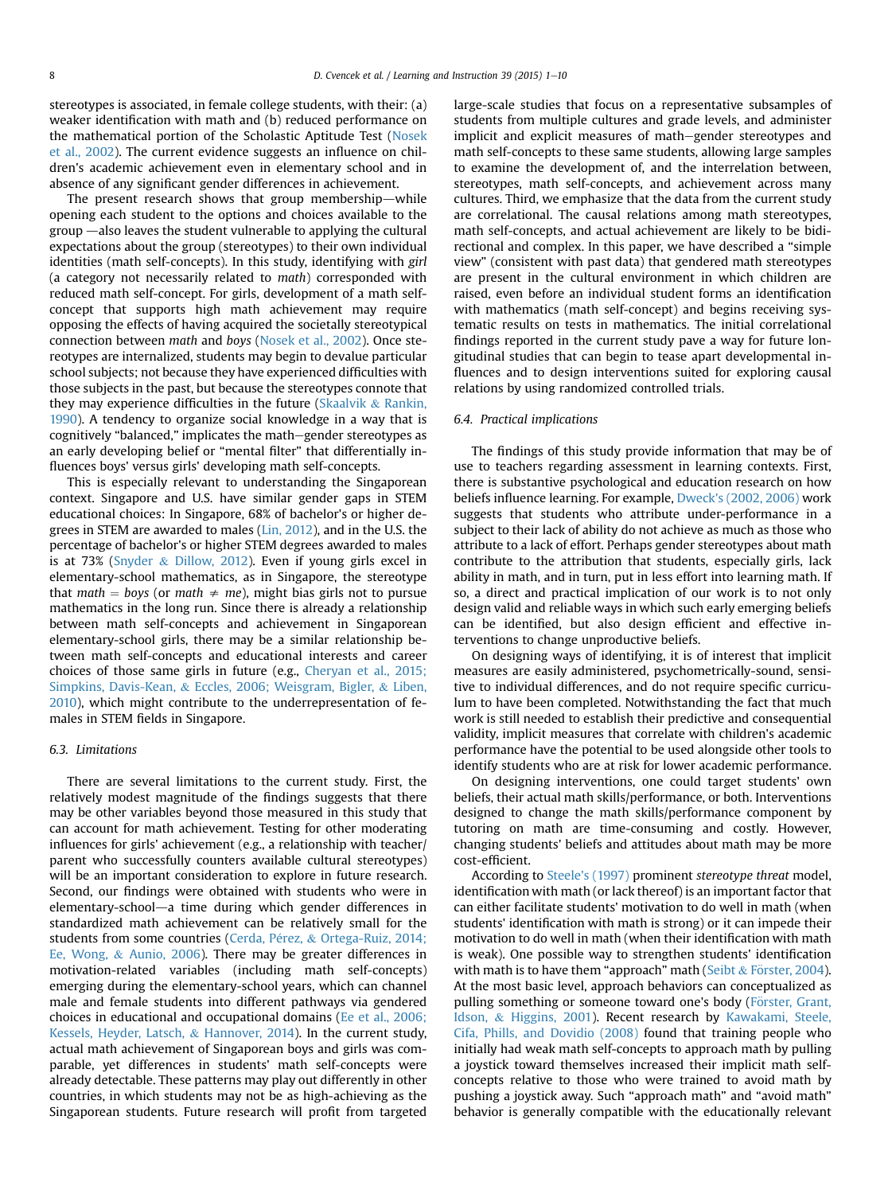stereotypes is associated, in female college students, with their: (a) weaker identification with math and (b) reduced performance on the mathematical portion of the Scholastic Aptitude Test (Nosek et al., 2002). The current evidence suggests an influence on children's academic achievement even in elementary school and in absence of any significant gender differences in achievement.

The present research shows that group membership—while opening each student to the options and choices available to the group —also leaves the student vulnerable to applying the cultural expectations about the group (stereotypes) to their own individual identities (math self-concepts). In this study, identifying with *girl* (a category not necessarily related to *math*) corresponded with reduced math self-concept. For girls, development of a math self-concept that supports high math achievement may require opposing the effects of having acquired the societally stereotypical connection between *math* and *boys* (Nosek et al., 2002). Once stereotypes are internalized, students may begin to devalue particular school subjects; not because they have experienced difficulties with those subjects in the past, but because the stereotypes connote that they may experience difficulties in the future (Skaalvik & Rankin, 1990). A tendency to organize social knowledge in a way that is cognitively "balanced," implicates the math–gender stereotypes as an early developing belief or "mental filter" that differentially influences boys' versus girls' developing math self-concepts.

This is especially relevant to understanding the Singaporean context. Singapore and U.S. have similar gender gaps in STEM educational choices: In Singapore, 68% of bachelor's or higher degrees in STEM are awarded to males (Lin, 2012), and in the U.S. the percentage of bachelor's or higher STEM degrees awarded to males is at 73% (Snyder & Dillow, 2012). Even if young girls excel in elementary-school mathematics, as in Singapore, the stereotype that *math* = *boys* (or *math* ≠ *me*), might bias girls not to pursue mathematics in the long run. Since there is already a relationship between math self-concepts and achievement in Singaporean elementary-school girls, there may be a similar relationship between math self-concepts and educational interests and career choices of those same girls in future (e.g., Cheryan et al., 2015; Simpkins, Davis-Kean, & Eccles, 2006; Weisgram, Bigler, & Liben, 2010), which might contribute to the underrepresentation of females in STEM fields in Singapore.

### 6.3. Limitations

There are several limitations to the current study. First, the relatively modest magnitude of the findings suggests that there may be other variables beyond those measured in this study that can account for math achievement. Testing for other moderating influences for girls' achievement (e.g., a relationship with teacher/parent who successfully counters available cultural stereotypes) will be an important consideration to explore in future research. Second, our findings were obtained with students who were in elementary-school—a time during which gender differences in standardized math achievement can be relatively small for the students from some countries (Cerda, Pérez, & Ortega-Ruiz, 2014; Ee, Wong, & Aunio, 2006). There may be greater differences in motivation-related variables (including math self-concepts) emerging during the elementary-school years, which can channel male and female students into different pathways via gendered choices in educational and occupational domains (Ee et al., 2006; Kessels, Heyder, Latsch, & Hannover, 2014). In the current study, actual math achievement of Singaporean boys and girls was comparable, yet differences in students' math self-concepts were already detectable. These patterns may play out differently in other countries, in which students may not be as high-achieving as the Singaporean students. Future research will profit from targeted large-scale studies that focus on a representative subsamples of students from multiple cultures and grade levels, and administer implicit and explicit measures of math–gender stereotypes and math self-concepts to these same students, allowing large samples to examine the development of, and the interrelation between, stereotypes, math self-concepts, and achievement across many cultures. Third, we emphasize that the data from the current study are correlational. The causal relations among math stereotypes, math self-concepts, and actual achievement are likely to be bidirectional and complex. In this paper, we have described a "simple view" (consistent with past data) that gendered math stereotypes are present in the cultural environment in which children are raised, even before an individual student forms an identification with mathematics (math self-concept) and begins receiving systematic results on tests in mathematics. The initial correlational findings reported in the current study pave a way for future longitudinal studies that can begin to tease apart developmental influences and to design interventions suited for exploring causal relations by using randomized controlled trials.

### 6.4. Practical implications

The findings of this study provide information that may be of use to teachers regarding assessment in learning contexts. First, there is substantive psychological and education research on how beliefs influence learning. For example, Dweck's (2002, 2006) work suggests that students who attribute under-performance in a subject to their lack of ability do not achieve as much as those who attribute to a lack of effort. Perhaps gender stereotypes about math contribute to the attribution that students, especially girls, lack ability in math, and in turn, put in less effort into learning math. If so, a direct and practical implication of our work is to not only design valid and reliable ways in which such early emerging beliefs can be identified, but also design efficient and effective interventions to change unproductive beliefs.

On designing ways of identifying, it is of interest that implicit measures are easily administered, psychometrically-sound, sensitive to individual differences, and do not require specific curriculum to have been completed. Notwithstanding the fact that much work is still needed to establish their predictive and consequential validity, implicit measures that correlate with children's academic performance have the potential to be used alongside other tools to identify students who are at risk for lower academic performance.

On designing interventions, one could target students' own beliefs, their actual math skills/performance, or both. Interventions designed to change the math skills/performance component by tutoring on math are time-consuming and costly. However, changing students' beliefs and attitudes about math may be more cost-efficient.

According to Steele's (1997) prominent *stereotype threat* model, identification with math (or lack thereof) is an important factor that can either facilitate students' motivation to do well in math (when students' identification with math is strong) or it can impede their motivation to do well in math (when their identification with math is weak). One possible way to strengthen students' identification with math is to have them "approach" math (Seibt & Förster, 2004). At the most basic level, approach behaviors can conceptualized as pulling something or someone toward one's body (Förster, Grant, Idson, & Higgins, 2001). Recent research by Kawakami, Steele, Cifa, Phills, and Dovidio (2008) found that training people who initially had weak math self-concepts to approach math by pulling a joystick toward themselves increased their implicit math self-concepts relative to those who were trained to avoid math by pushing a joystick away. Such "approach math" and "avoid math" behavior is generally compatible with the educationally relevant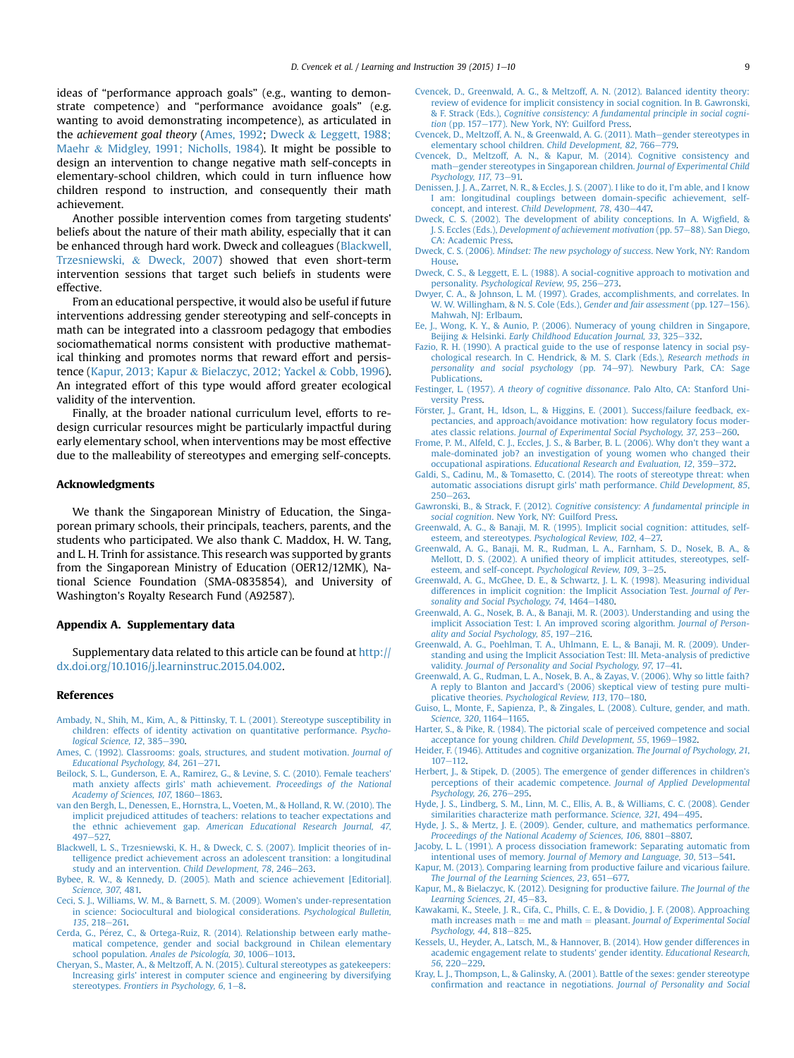ideas of "performance approach goals" (e.g., wanting to demonstrate competence) and "performance avoidance goals" (e.g. wanting to avoid demonstrating incompetence), as articulated in the *achievement goal theory* (Ames, 1992; Dweck & Leggett, 1988; Maehr & Midgley, 1991; Nicholls, 1984). It might be possible to design an intervention to change negative math self-concepts in elementary-school children, which could in turn influence how children respond to instruction, and consequently their math achievement.

Another possible intervention comes from targeting students' beliefs about the nature of their math ability, especially that it can be enhanced through hard work. Dweck and colleagues (Blackwell, Trzesniewski, & Dweck, 2007) showed that even short-term intervention sessions that target such beliefs in students were effective.

From an educational perspective, it would also be useful if future interventions addressing gender stereotyping and self-concepts in math can be integrated into a classroom pedagogy that embodies sociomathematical norms consistent with productive mathematical thinking and promotes norms that reward effort and persistence (Kapur, 2013; Kapur & Bielaczyc, 2012; Yackel & Cobb, 1996). An integrated effort of this type would afford greater ecological validity of the intervention.

Finally, at the broader national curriculum level, efforts to redesign curricular resources might be particularly impactful during early elementary school, when interventions may be most effective due to the malleability of stereotypes and emerging self-concepts.

## Acknowledgments

We thank the Singaporean Ministry of Education, the Singaporean primary schools, their principals, teachers, parents, and the students who participated. We also thank C. Maddox, H. W. Tang, and L. H. Trinh for assistance. This research was supported by grants from the Singaporean Ministry of Education (OER12/12MK), National Science Foundation (SMA-0835854), and University of Washington's Royalty Research Fund (A92587).

## Appendix A. Supplementary data

Supplementary data related to this article can be found at http://dx.doi.org/10.1016/j.learninstruc.2015.04.002.

## References

Ambady, N., Shih, M., Kim, A., & Pittinsky, T. L. (2001). Stereotype susceptibility in children: effects of identity activation on quantitative performance. *Psychological Science, 12*, 385–390.

Ames, C. (1992). Classrooms: goals, structures, and student motivation. *Journal of Educational Psychology, 84*, 261–271.

Beilock, S. L., Gunderson, E. A., Ramirez, G., & Levine, S. C. (2010). Female teachers' math anxiety affects girls' math achievement. *Proceedings of the National Academy of Sciences, 107*, 1860–1863.

van den Bergh, L., Denessen, E., Hornstra, L., Voeten, M., & Holland, R. W. (2010). The implicit prejudiced attitudes of teachers: relations to teacher expectations and the ethnic achievement gap. *American Educational Research Journal, 47*, 497–527.

Blackwell, L. S., Trzesniewski, K. H., & Dweck, C. S. (2007). Implicit theories of intelligence predict achievement across an adolescent transition: a longitudinal study and an intervention. *Child Development, 78*, 246–263.

Bybee, R. W., & Kennedy, D. (2005). Math and science achievement [Editorial]. *Science, 307*, 481.

Ceci, S. J., Williams, W. M., & Barnett, S. M. (2009). Women's under-representation in science: Sociocultural and biological considerations. *Psychological Bulletin, 135*, 218–261.

Cerda, G., Pérez, C., & Ortega-Ruiz, R. (2014). Relationship between early mathematical competence, gender and social background in Chilean elementary school population. *Anales de Psicología, 30*, 1006–1013.

Cheryan, S., Master, A., & Meltzoff, A. N. (2015). Cultural stereotypes as gatekeepers: Increasing girls' interest in computer science and engineering by diversifying stereotypes. *Frontiers in Psychology, 6*, 1–8.

Cvencek, D., Greenwald, A. G., & Meltzoff, A. N. (2012). Balanced identity theory: review of evidence for implicit consistency in social cognition. In B. Gawronski, & F. Strack (Eds.), *Cognitive consistency: A fundamental principle in social cognition* (pp. 157–177). New York, NY: Guilford Press.

Cvencek, D., Meltzoff, A. N., & Greenwald, A. G. (2011). Math–gender stereotypes in elementary school children. *Child Development, 82*, 766–779.

Cvencek, D., Meltzoff, A. N., & Kapur, M. (2014). Cognitive consistency and math–gender stereotypes in Singaporean children. *Journal of Experimental Child Psychology, 117*, 73–91.

Denissen, J. J. A., Zarret, N. R., & Eccles, J. S. (2007). I like to do it, I'm able, and I know I am: longitudinal couplings between domain-specific achievement, self-concept, and interest. *Child Development, 78*, 430–447.

Dweck, C. S. (2002). The development of ability conceptions. In A. Wigfield, & J. S. Eccles (Eds.), *Development of achievement motivation* (pp. 57–88). San Diego, CA: Academic Press.

Dweck, C. S. (2006). *Mindset: The new psychology of success*. New York, NY: Random House.

Dweck, C. S., & Leggett, E. L. (1988). A social-cognitive approach to motivation and personality. *Psychological Review, 95*, 256–273.

Dwyer, C. A., & Johnson, L. M. (1997). Grades, accomplishments, and correlates. In W. W. Willingham, & N. S. Cole (Eds.), *Gender and fair assessment* (pp. 127–156). Mahwah, NJ: Erlbaum.

Ee, J., Wong, K. Y., & Aunio, P. (2006). Numeracy of young children in Singapore, Beijing & Helsinki. *Early Childhood Education Journal, 33*, 325–332.

Fazio, R. H. (1990). A practical guide to the use of response latency in social psychological research. In C. Hendrick, & M. S. Clark (Eds.), *Research methods in personality and social psychology* (pp. 74–97). Newbury Park, CA: Sage Publications.

Festinger, L. (1957). *A theory of cognitive dissonance*. Palo Alto, CA: Stanford University Press.

Förster, J., Grant, H., Idson, L., & Higgins, E. (2001). Success/failure feedback, expectancies, and approach/avoidance motivation: how regulatory focus moderates classic relations. *Journal of Experimental Social Psychology, 37*, 253–260.

Frome, P. M., Alfeld, C. J., Eccles, J. S., & Barber, B. L. (2006). Why don't they want a male-dominated job? an investigation of young women who changed their occupational aspirations. *Educational Research and Evaluation, 12*, 359–372.

Galdi, S., Cadinu, M., & Tomasetto, C. (2014). The roots of stereotype threat: when automatic associations disrupt girls' math performance. *Child Development, 85*, 250–263.

Gawronski, B., & Strack, F. (2012). *Cognitive consistency: A fundamental principle in social cognition*. New York, NY: Guilford Press.

Greenwald, A. G., & Banaji, M. R. (1995). Implicit social cognition: attitudes, self-esteem, and stereotypes. *Psychological Review, 102*, 4–27.

Greenwald, A. G., Banaji, M. R., Rudman, L. A., Farnham, S. D., Nosek, B. A., & Mellott, D. S. (2002). A unified theory of implicit attitudes, stereotypes, self-esteem, and self-concept. *Psychological Review, 109*, 3–25.

Greenwald, A. G., McGhee, D. E., & Schwartz, J. L. K. (1998). Measuring individual differences in implicit cognition: the Implicit Association Test. *Journal of Personality and Social Psychology, 74*, 1464–1480.

Greenwald, A. G., Nosek, B. A., & Banaji, M. R. (2003). Understanding and using the implicit Association Test: I. An improved scoring algorithm. *Journal of Personality and Social Psychology, 85*, 197–216.

Greenwald, A. G., Poehlman, T. A., Uhlmann, E. L., & Banaji, M. R. (2009). Understanding and using the Implicit Association Test: III. Meta-analysis of predictive validity. *Journal of Personality and Social Psychology, 97*, 17–41.

Greenwald, A. G., Rudman, L. A., Nosek, B. A., & Zayas, V. (2006). Why so little faith? A reply to Blanton and Jaccard's (2006) skeptical view of testing pure multiplicative theories. *Psychological Review, 113*, 170–180.

Guiso, L., Monte, F., Sapienza, P., & Zingales, L. (2008). Culture, gender, and math. *Science, 320*, 1164–1165.

Harter, S., & Pike, R. (1984). The pictorial scale of perceived competence and social acceptance for young children. *Child Development, 55*, 1969–1982.

Heider, F. (1946). Attitudes and cognitive organization. *The Journal of Psychology, 21*, 107–112.

Herbert, J., & Stipek, D. (2005). The emergence of gender differences in children's perceptions of their academic competence. *Journal of Applied Developmental Psychology, 26*, 276–295.

Hyde, J. S., Lindberg, S. M., Linn, M. C., Ellis, A. B., & Williams, C. C. (2008). Gender similarities characterize math performance. *Science, 321*, 494–495.

Hyde, J. S., & Mertz, J. E. (2009). Gender, culture, and mathematics performance. *Proceedings of the National Academy of Sciences, 106*, 8801–8807.

Jacoby, L. L. (1991). A process dissociation framework: Separating automatic from intentional uses of memory. *Journal of Memory and Language, 30*, 513–541.

Kapur, M. (2013). Comparing learning from productive failure and vicarious failure. *The Journal of the Learning Sciences, 23*, 651–677.

Kapur, M., & Bielaczyc, K. (2012). Designing for productive failure. *The Journal of the Learning Sciences, 21*, 45–83.

Kawakami, K., Steele, J. R., Cifa, C., Phills, C. E., & Dovidio, J. F. (2008). Approaching math increases math = me and math = pleasant. *Journal of Experimental Social Psychology, 44*, 818–825.

Kessels, U., Heyder, A., Latsch, M., & Hannover, B. (2014). How gender differences in academic engagement relate to students' gender identity. *Educational Research, 56*, 220–229.

Kray, L. J., Thompson, L., & Galinsky, A. (2001). Battle of the sexes: gender stereotype confirmation and reactance in negotiations. *Journal of Personality and Social*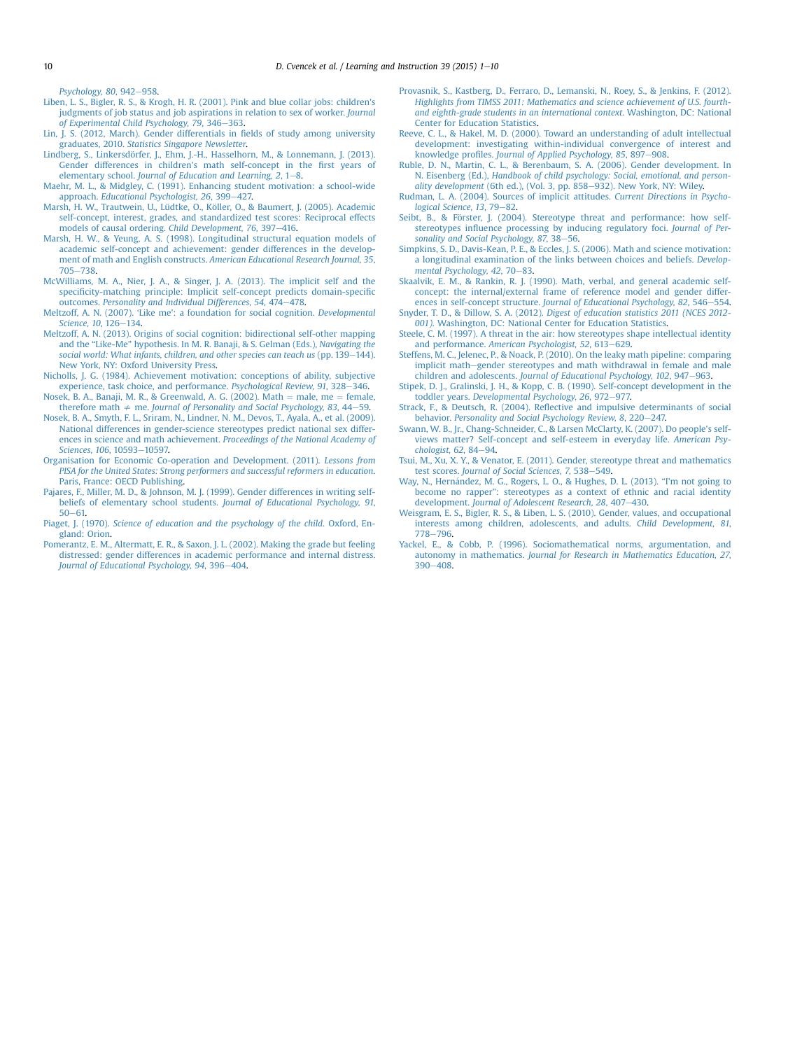Psychology, 80, 942–958.

Liben, L. S., Bigler, R. S., & Krogh, H. R. (2001). Pink and blue collar jobs: children's judgments of job status and job aspirations in relation to sex of worker. *Journal of Experimental Child Psychology, 79*, 346–363.

Lin, J. S. (2012, March). Gender differentials in fields of study among university graduates, 2010. *Statistics Singapore Newsletter*.

Lindberg, S., Linkersdörfer, J., Ehm, J.-H., Hasselhorn, M., & Lonnemann, J. (2013). Gender differences in children's math self-concept in the first years of elementary school. *Journal of Education and Learning, 2*, 1–8.

Maehr, M. L., & Midgley, C. (1991). Enhancing student motivation: a school-wide approach. *Educational Psychologist, 26*, 399–427.

Marsh, H. W., Trautwein, U., Lüdtke, O., Köller, O., & Baumert, J. (2005). Academic self-concept, interest, grades, and standardized test scores: Reciprocal effects models of causal ordering. *Child Development, 76*, 397–416.

Marsh, H. W., & Yeung, A. S. (1998). Longitudinal structural equation models of academic self-concept and achievement: gender differences in the development of math and English constructs. *American Educational Research Journal, 35*, 705–738.

McWilliams, M. A., Nier, J. A., & Singer, J. A. (2013). The implicit self and the specificity-matching principle: Implicit self-concept predicts domain-specific outcomes. *Personality and Individual Differences, 54*, 474–478.

Meltzoff, A. N. (2007). 'Like me': a foundation for social cognition. *Developmental Science, 10*, 126–134.

Meltzoff, A. N. (2013). Origins of social cognition: bidirectional self-other mapping and the "Like-Me" hypothesis. In M. R. Banaji, & S. Gelman (Eds.), *Navigating the social world: What infants, children, and other species can teach us* (pp. 139–144). New York, NY: Oxford University Press.

Nicholls, J. G. (1984). Achievement motivation: conceptions of ability, subjective experience, task choice, and performance. *Psychological Review, 91*, 328–346.

Nosek, B. A., Banaji, M. R., & Greenwald, A. G. (2002). Math = male, me = female, therefore math ≠ me. *Journal of Personality and Social Psychology, 83*, 44–59.

Nosek, B. A., Smyth, F. L., Sriram, N., Lindner, N. M., Devos, T., Ayala, A., et al. (2009). National differences in gender-science stereotypes predict national sex differences in science and math achievement. *Proceedings of the National Academy of Sciences, 106*, 10593–10597.

Organisation for Economic Co-operation and Development. (2011). *Lessons from PISA for the United States: Strong performers and successful reformers in education*. Paris, France: OECD Publishing.

Pajares, F., Miller, M. D., & Johnson, M. J. (1999). Gender differences in writing self-beliefs of elementary school students. *Journal of Educational Psychology, 91*, 50–61.

Piaget, J. (1970). *Science of education and the psychology of the child*. Oxford, England: Orion.

Pomerantz, E. M., Altermatt, E. R., & Saxon, J. L. (2002). Making the grade but feeling distressed: gender differences in academic performance and internal distress. *Journal of Educational Psychology, 94*, 396–404.

Provasnik, S., Kastberg, D., Ferraro, D., Lemanski, N., Roey, S., & Jenkins, F. (2012). *Highlights from TIMSS 2011: Mathematics and science achievement of U.S. fourth- and eighth-grade students in an international context*. Washington, DC: National Center for Education Statistics.

Reeve, C. L., & Hakel, M. D. (2000). Toward an understanding of adult intellectual development: investigating within-individual convergence of interest and knowledge profiles. *Journal of Applied Psychology, 85*, 897–908.

Ruble, D. N., Martin, C. L., & Berenbaum, S. A. (2006). Gender development. In N. Eisenberg (Ed.), *Handbook of child psychology: Social, emotional, and personality development* (6th ed.), (Vol. 3, pp. 858–932). New York, NY: Wiley.

Rudman, L. A. (2004). Sources of implicit attitudes. *Current Directions in Psychological Science, 13*, 79–82.

Seibt, B., & Förster, J. (2004). Stereotype threat and performance: how self-stereotypes influence processing by inducing regulatory foci. *Journal of Personality and Social Psychology, 87*, 38–56.

Simpkins, S. D., Davis-Kean, P. E., & Eccles, J. S. (2006). Math and science motivation: a longitudinal examination of the links between choices and beliefs. *Developmental Psychology, 42*, 70–83.

Skaalvik, E. M., & Rankin, R. J. (1990). Math, verbal, and general academic self-concept: the internal/external frame of reference model and gender differences in self-concept structure. *Journal of Educational Psychology, 82*, 546–554.

Snyder, T. D., & Dillow, S. A. (2012). *Digest of education statistics 2011 (NCES 2012-001)*. Washington, DC: National Center for Education Statistics.

Steele, C. M. (1997). A threat in the air: how stereotypes shape intellectual identity and performance. *American Psychologist, 52*, 613–629.

Steffens, M. C., Jelenec, P., & Noack, P. (2010). On the leaky math pipeline: comparing implicit math–gender stereotypes and math withdrawal in female and male children and adolescents. *Journal of Educational Psychology, 102*, 947–963.

Stipek, D. J., Gralinski, J. H., & Kopp, C. B. (1990). Self-concept development in the toddler years. *Developmental Psychology, 26*, 972–977.

Strack, F., & Deutsch, R. (2004). Reflective and impulsive determinants of social behavior. *Personality and Social Psychology Review, 8*, 220–247.

Swann, W. B., Jr., Chang-Schneider, C., & Larsen McClarty, K. (2007). Do people's self-views matter? Self-concept and self-esteem in everyday life. *American Psychologist, 62*, 84–94.

Tsui, M., Xu, X. Y., & Venator, E. (2011). Gender, stereotype threat and mathematics test scores. *Journal of Social Sciences, 7*, 538–549.

Way, N., Hernández, M. G., Rogers, L. O., & Hughes, D. L. (2013). "I'm not going to become no rapper": stereotypes as a context of ethnic and racial identity development. *Journal of Adolescent Research, 28*, 407–430.

Weisgram, E. S., Bigler, R. S., & Liben, L. S. (2010). Gender, values, and occupational interests among children, adolescents, and adults. *Child Development, 81*, 778–796.

Yackel, E., & Cobb, P. (1996). Sociomathematical norms, argumentation, and autonomy in mathematics. *Journal for Research in Mathematics Education, 27*, 390–408.